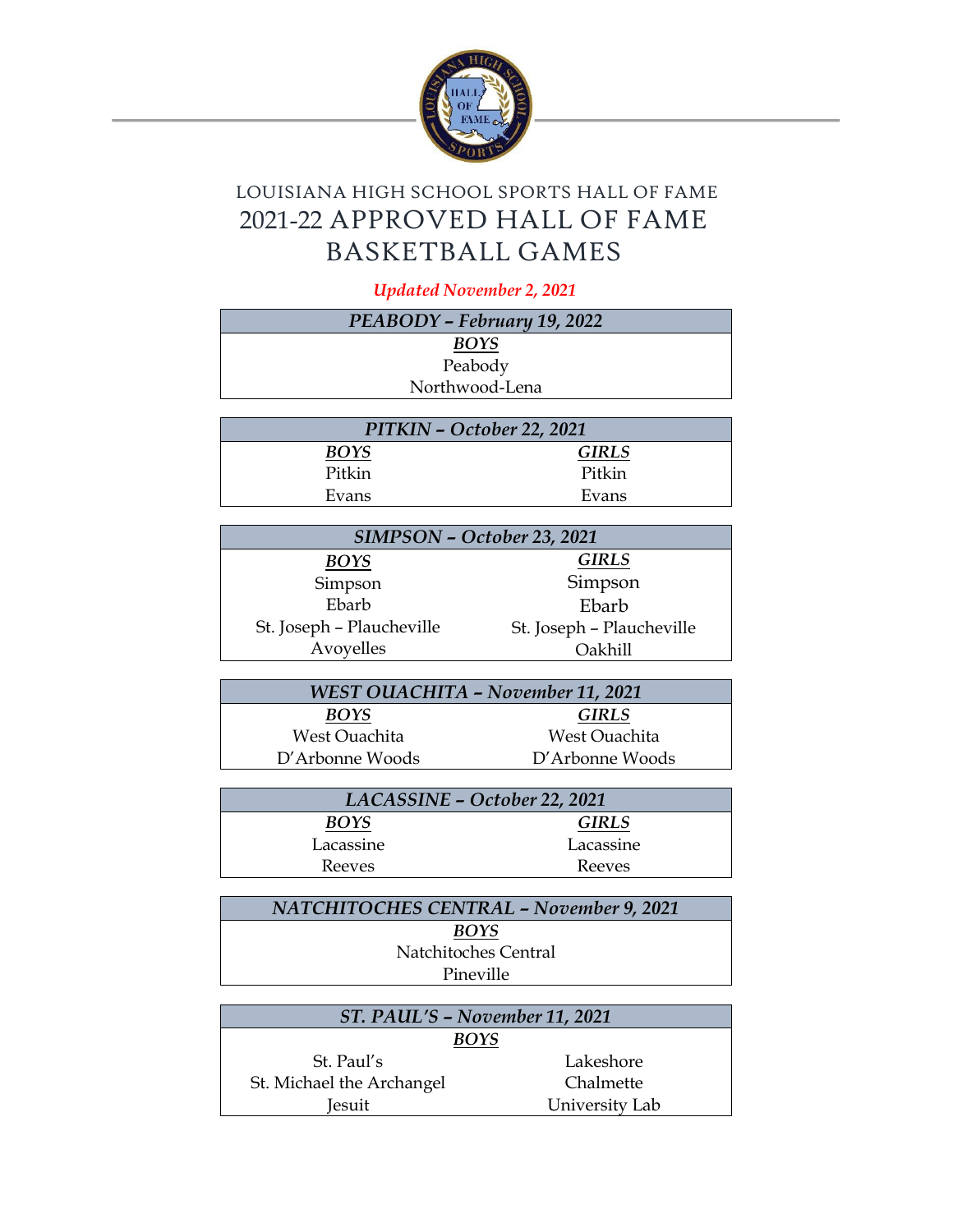LOUISIANA HIGH SCHOOL SPORTS HALL OF FAME

# 2021-22 APPROVED HALL OF FAME BASKETBALL GAMES

*Updated November 2, 2021*

| ***PEABODY – February 19, 2022*** |
|---|
| ***BOYS*** |
| Peabody |
| Northwood-Lena |

| ***PITKIN – October 22, 2021*** | |
|---|---|
| ***BOYS*** | ***GIRLS*** |
| Pitkin | Pitkin |
| Evans | Evans |

| ***SIMPSON – October 23, 2021*** | |
|---|---|
| ***BOYS*** | ***GIRLS*** |
| Simpson | Simpson |
| Ebarb | Ebarb |
| St. Joseph – Plaucheville | St. Joseph – Plaucheville |
| Avoyelles | Oakhill |

| ***WEST OUACHITA – November 11, 2021*** | |
|---|---|
| ***BOYS*** | ***GIRLS*** |
| West Ouachita | West Ouachita |
| D'Arbonne Woods | D'Arbonne Woods |

| ***LACASSINE – October 22, 2021*** | |
|---|---|
| ***BOYS*** | ***GIRLS*** |
| Lacassine | Lacassine |
| Reeves | Reeves |

| ***NATCHITOCHES CENTRAL – November 9, 2021*** |
|---|
| ***BOYS*** |
| Natchitoches Central |
| Pineville |

| ***ST. PAUL'S – November 11, 2021*** | |
|---|---|
| ***BOYS*** | |
| St. Paul's | Lakeshore |
| St. Michael the Archangel | Chalmette |
| Jesuit | University Lab |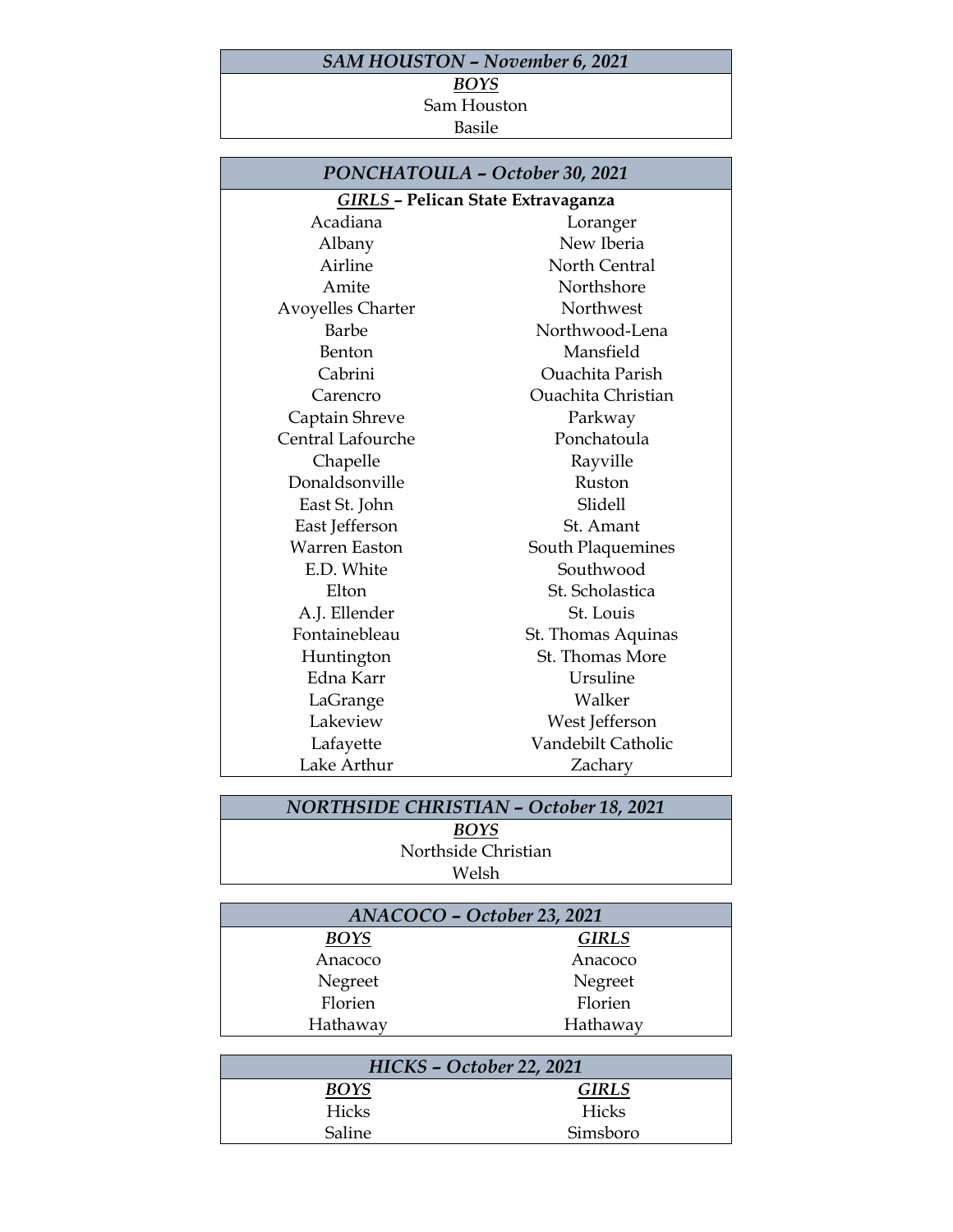| ***SAM HOUSTON – November 6, 2021*** |
|---|
| ***BOYS*** |
| Sam Houston |
| Basile |

| ***PONCHATOULA – October 30, 2021*** | |
|---|---|
| ***GIRLS* – Pelican State Extravaganza** | |
| Acadiana | Loranger |
| Albany | New Iberia |
| Airline | North Central |
| Amite | Northshore |
| Avoyelles Charter | Northwest |
| Barbe | Northwood-Lena |
| Benton | Mansfield |
| Cabrini | Ouachita Parish |
| Carencro | Ouachita Christian |
| Captain Shreve | Parkway |
| Central Lafourche | Ponchatoula |
| Chapelle | Rayville |
| Donaldsonville | Ruston |
| East St. John | Slidell |
| East Jefferson | St. Amant |
| Warren Easton | South Plaquemines |
| E.D. White | Southwood |
| Elton | St. Scholastica |
| A.J. Ellender | St. Louis |
| Fontainebleau | St. Thomas Aquinas |
| Huntington | St. Thomas More |
| Edna Karr | Ursuline |
| LaGrange | Walker |
| Lakeview | West Jefferson |
| Lafayette | Vandebilt Catholic |
| Lake Arthur | Zachary |

| ***NORTHSIDE CHRISTIAN – October 18, 2021*** |
|---|
| ***BOYS*** |
| Northside Christian |
| Welsh |

| ***ANACOCO – October 23, 2021*** | |
|---|---|
| ***BOYS*** | ***GIRLS*** |
| Anacoco | Anacoco |
| Negreet | Negreet |
| Florien | Florien |
| Hathaway | Hathaway |

| ***HICKS – October 22, 2021*** | |
|---|---|
| ***BOYS*** | ***GIRLS*** |
| Hicks | Hicks |
| Saline | Simsboro |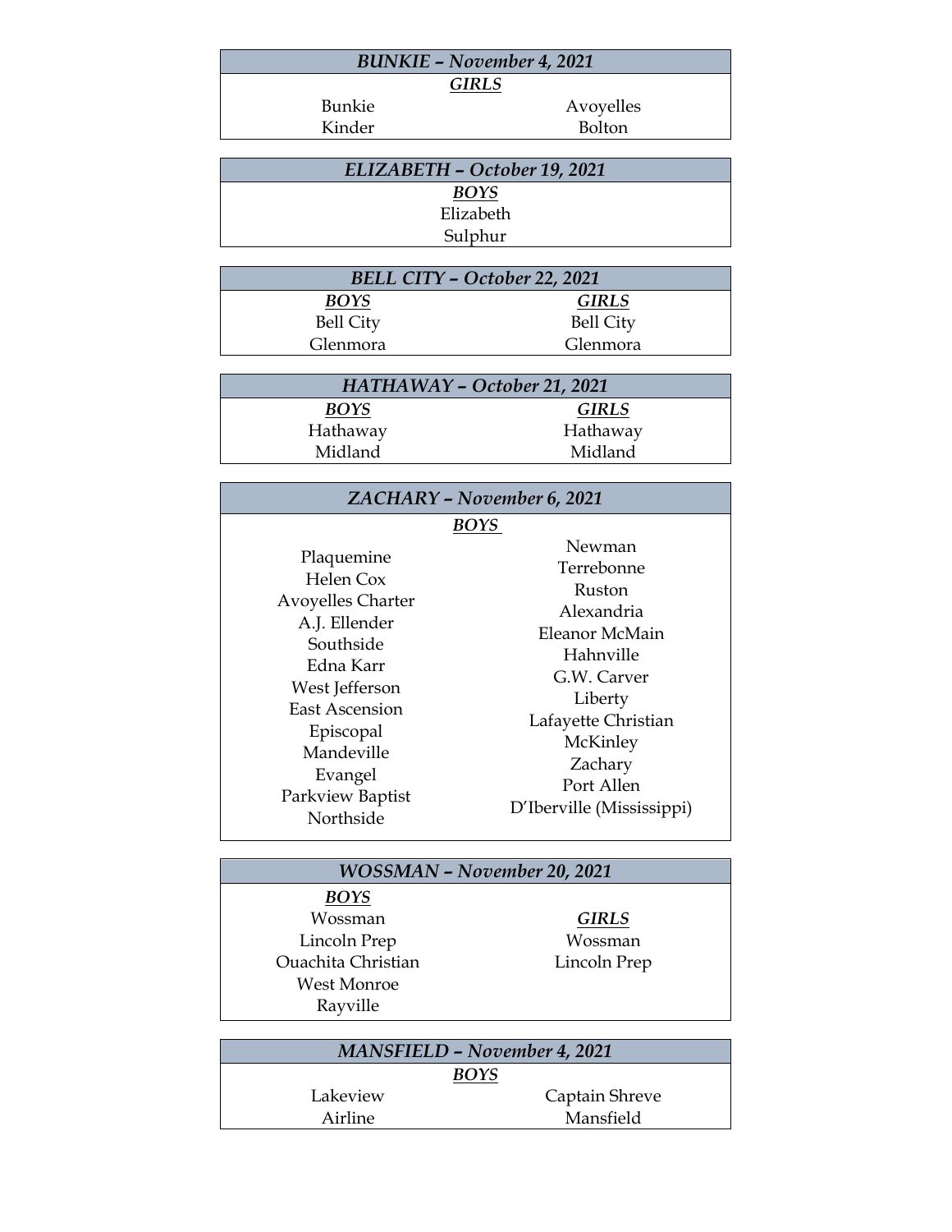| ***BUNKIE – November 4, 2021*** | |
|---|---|
| ***GIRLS*** | |
| Bunkie | Avoyelles |
| Kinder | Bolton |

| ***ELIZABETH – October 19, 2021*** |
|---|
| ***BOYS*** |
| Elizabeth |
| Sulphur |

| ***BELL CITY – October 22, 2021*** | |
|---|---|
| ***BOYS*** | ***GIRLS*** |
| Bell City | Bell City |
| Glenmora | Glenmora |

| ***HATHAWAY – October 21, 2021*** | |
|---|---|
| ***BOYS*** | ***GIRLS*** |
| Hathaway | Hathaway |
| Midland | Midland |

| ***ZACHARY – November 6, 2021*** | |
|---|---|
| ***BOYS*** | |
| Plaquemine | Newman |
| Helen Cox | Terrebonne |
| Avoyelles Charter | Ruston |
| A.J. Ellender | Alexandria |
| Southside | Eleanor McMain |
| Edna Karr | Hahnville |
| West Jefferson | G.W. Carver |
| East Ascension | Liberty |
| Episcopal | Lafayette Christian |
| Mandeville | McKinley |
| Evangel | Zachary |
| Parkview Baptist | Port Allen |
| Northside | D'Iberville (Mississippi) |

| ***WOSSMAN – November 20, 2021*** | |
|---|---|
| ***BOYS*** | ***GIRLS*** |
| Wossman | Wossman |
| Lincoln Prep | Lincoln Prep |
| Ouachita Christian | |
| West Monroe | |
| Rayville | |

| ***MANSFIELD – November 4, 2021*** | |
|---|---|
| ***BOYS*** | |
| Lakeview | Captain Shreve |
| Airline | Mansfield |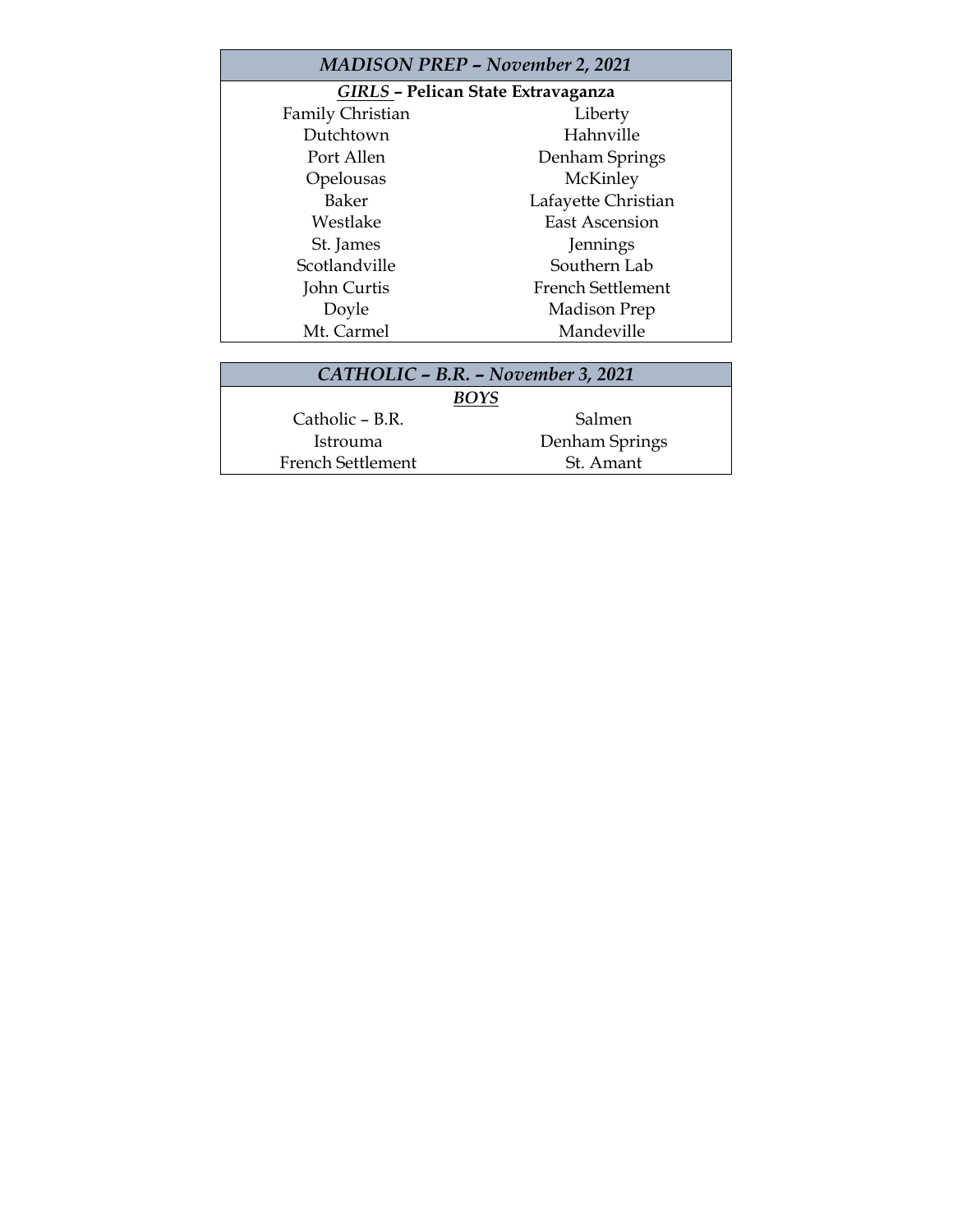| *MADISON PREP – November 2, 2021* | |
|---|---|
| ***GIRLS* – Pelican State Extravaganza** | |
| Family Christian | Liberty |
| Dutchtown | Hahnville |
| Port Allen | Denham Springs |
| Opelousas | McKinley |
| Baker | Lafayette Christian |
| Westlake | East Ascension |
| St. James | Jennings |
| Scotlandville | Southern Lab |
| John Curtis | French Settlement |
| Doyle | Madison Prep |
| Mt. Carmel | Mandeville |

| *CATHOLIC – B.R. – November 3, 2021* | |
|---|---|
| ***BOYS*** | |
| Catholic – B.R. | Salmen |
| Istrouma | Denham Springs |
| French Settlement | St. Amant |